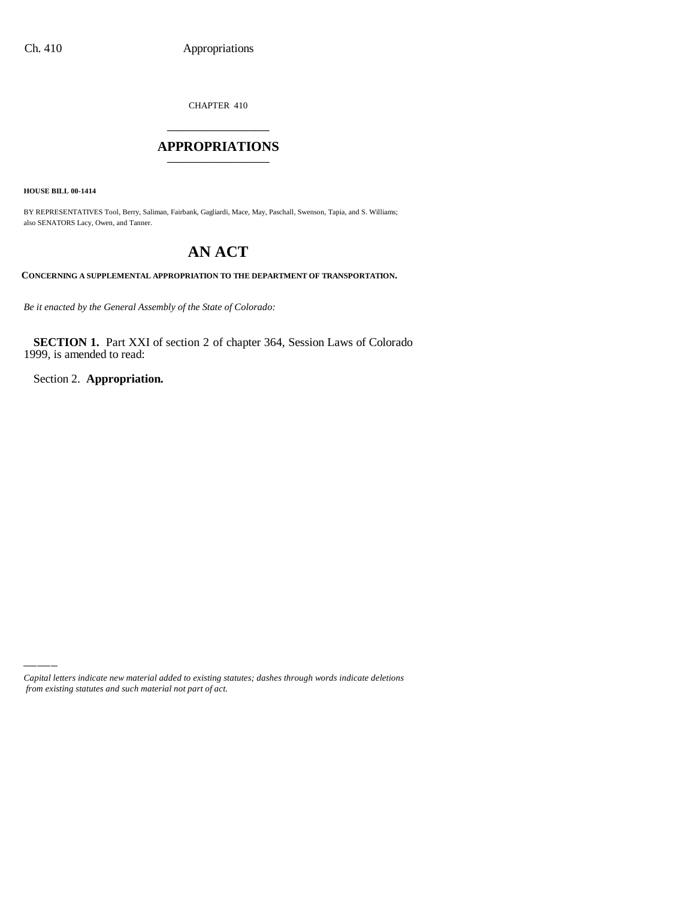CHAPTER 410

# APPROPRIATIONS

**HOUSE BILL 00-1414**

BY REPRESENTATIVES Tool, Berry, Saliman, Fairbank, Gagliardi, Mace, May, Paschall, Swenson, Tapia, and S. Williams; also SENATORS Lacy, Owen, and Tanner.

# AN ACT

**CONCERNING A SUPPLEMENTAL APPROPRIATION TO THE DEPARTMENT OF TRANSPORTATION.**

*Be it enacted by the General Assembly of the State of Colorado:*

**SECTION 1.** Part XXI of section 2 of chapter 364, Session Laws of Colorado 1999, is amended to read:

Section 2. **Appropriation.**

*Capital letters indicate new material added to existing statutes; dashes through words indicate deletions from existing statutes and such material not part of act.*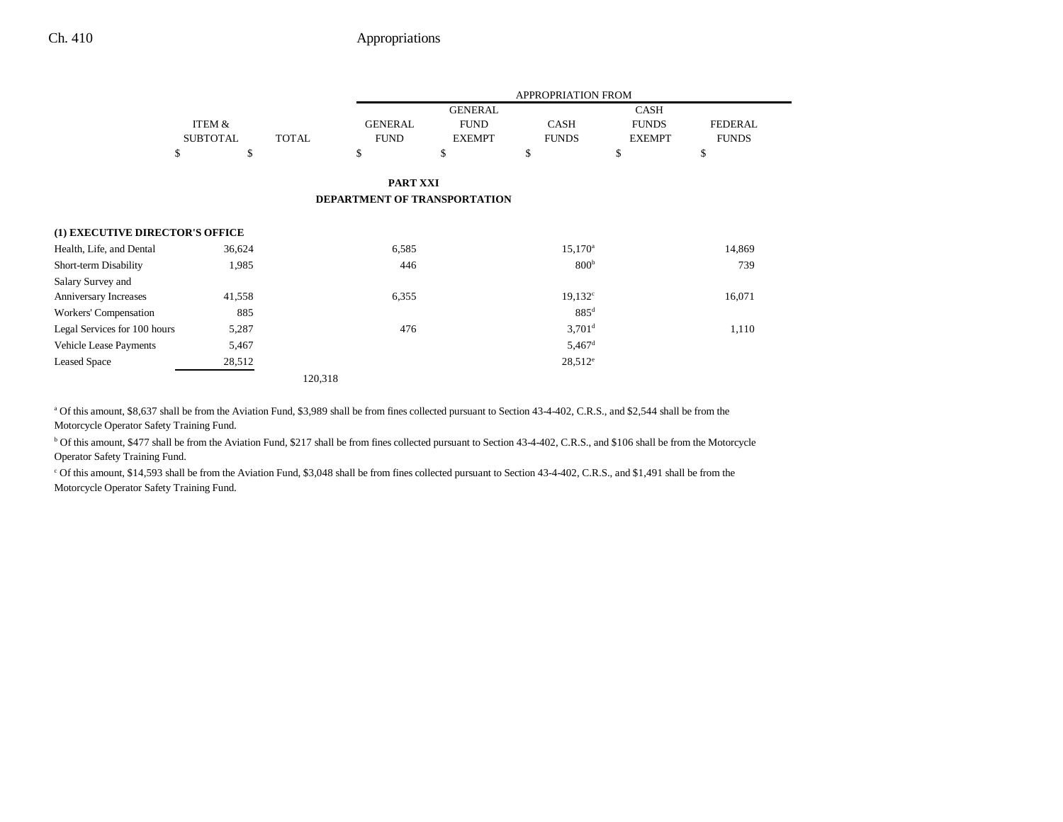| | ITEM & SUBTOTAL | TOTAL | GENERAL FUND | GENERAL FUND EXEMPT | CASH FUNDS | CASH FUNDS EXEMPT | FEDERAL FUNDS |
|---|---|---|---|---|---|---|---|
| | $ | $ | $ | $ | $ | $ | $ |

## PART XXI
## DEPARTMENT OF TRANSPORTATION

| | ITEM & SUBTOTAL | TOTAL | GENERAL FUND | GENERAL FUND EXEMPT | CASH FUNDS | CASH FUNDS EXEMPT | FEDERAL FUNDS |
|---|---|---|---|---|---|---|---|
| **(1) EXECUTIVE DIRECTOR'S OFFICE** | | | | | | | |
| Health, Life, and Dental | 36,624 | | 6,585 | | 15,170[a] | | 14,869 |
| Short-term Disability | 1,985 | | 446 | | 800[b] | | 739 |
| Salary Survey and Anniversary Increases | 41,558 | | 6,355 | | 19,132[c] | | 16,071 |
| Workers' Compensation | 885 | | | | 885[d] | | |
| Legal Services for 100 hours | 5,287 | | 476 | | 3,701[d] | | 1,110 |
| Vehicle Lease Payments | 5,467 | | | | 5,467[d] | | |
| Leased Space | 28,512 | | | | 28,512[e] | | |
| | | 120,318 | | | | | |

[a] Of this amount, $8,637 shall be from the Aviation Fund, $3,989 shall be from fines collected pursuant to Section 43-4-402, C.R.S., and $2,544 shall be from the Motorcycle Operator Safety Training Fund.

[b] Of this amount, $477 shall be from the Aviation Fund, $217 shall be from fines collected pursuant to Section 43-4-402, C.R.S., and $106 shall be from the Motorcycle Operator Safety Training Fund.

[c] Of this amount, $14,593 shall be from the Aviation Fund, $3,048 shall be from fines collected pursuant to Section 43-4-402, C.R.S., and $1,491 shall be from the Motorcycle Operator Safety Training Fund.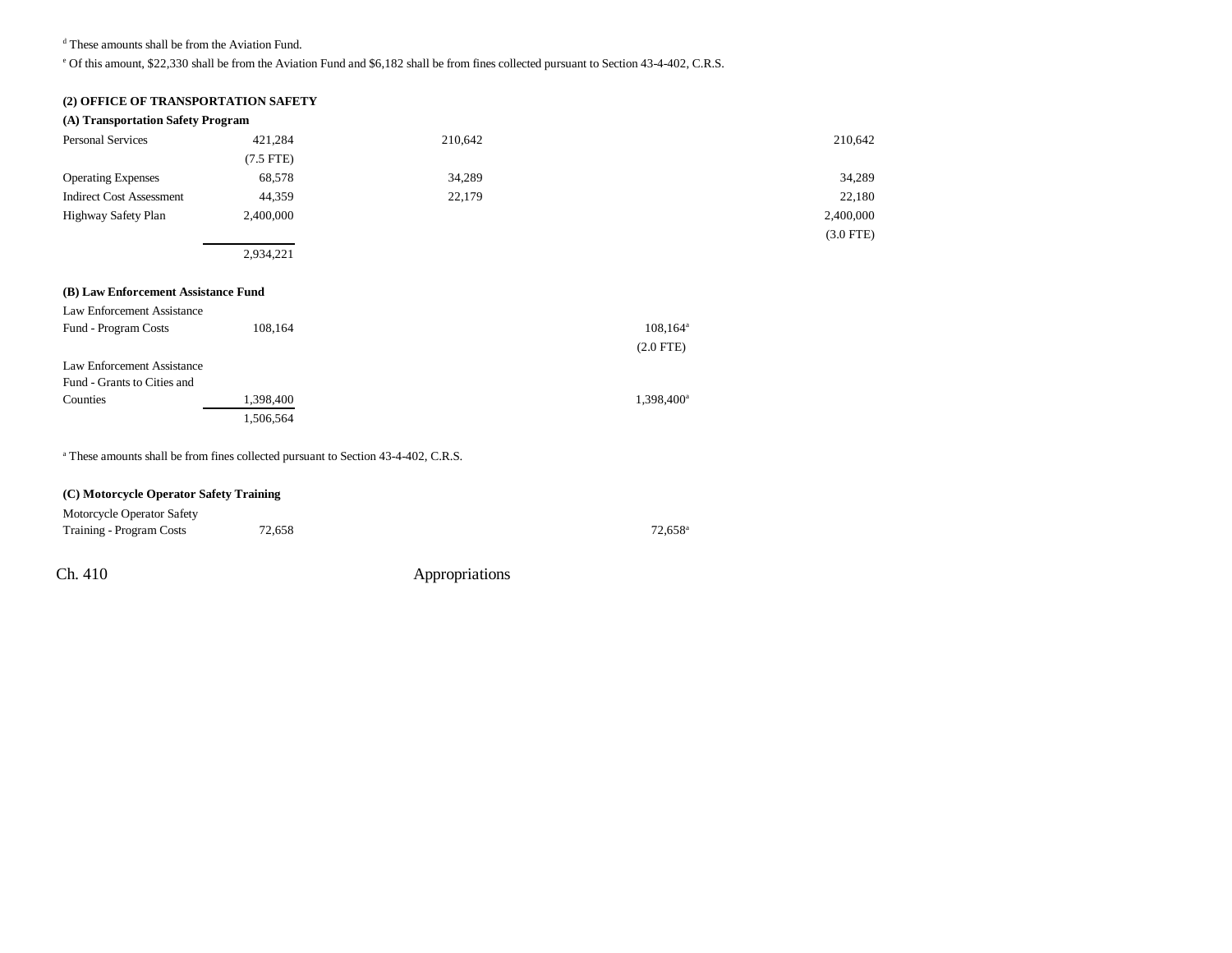[d] These amounts shall be from the Aviation Fund.

[e] Of this amount, $22,330 shall be from the Aviation Fund and $6,182 shall be from fines collected pursuant to Section 43-4-402, C.R.S.

**(2) OFFICE OF TRANSPORTATION SAFETY**

**(A) Transportation Safety Program**

| | Total | General Fund | Cash Funds | Federal Funds |
|---|---|---|---|---|
| Personal Services | 421,284 | 210,642 | | 210,642 |
| | (7.5 FTE) | | | |
| Operating Expenses | 68,578 | 34,289 | | 34,289 |
| Indirect Cost Assessment | 44,359 | 22,179 | | 22,180 |
| Highway Safety Plan | 2,400,000 | | | 2,400,000 |
| | | | | (3.0 FTE) |
| | 2,934,221 | | | |

**(B) Law Enforcement Assistance Fund**

| | Total | General Fund | Cash Funds | Federal Funds |
|---|---|---|---|---|
| Law Enforcement Assistance Fund - Program Costs | 108,164 | | 108,164[a] | |
| | | | (2.0 FTE) | |
| Law Enforcement Assistance Fund - Grants to Cities and Counties | 1,398,400 | | 1,398,400[a] | |
| | 1,506,564 | | | |

[a] These amounts shall be from fines collected pursuant to Section 43-4-402, C.R.S.

**(C) Motorcycle Operator Safety Training**

| | Total | General Fund | Cash Funds | Federal Funds |
|---|---|---|---|---|
| Motorcycle Operator Safety Training - Program Costs | 72,658 | | 72,658[a] | |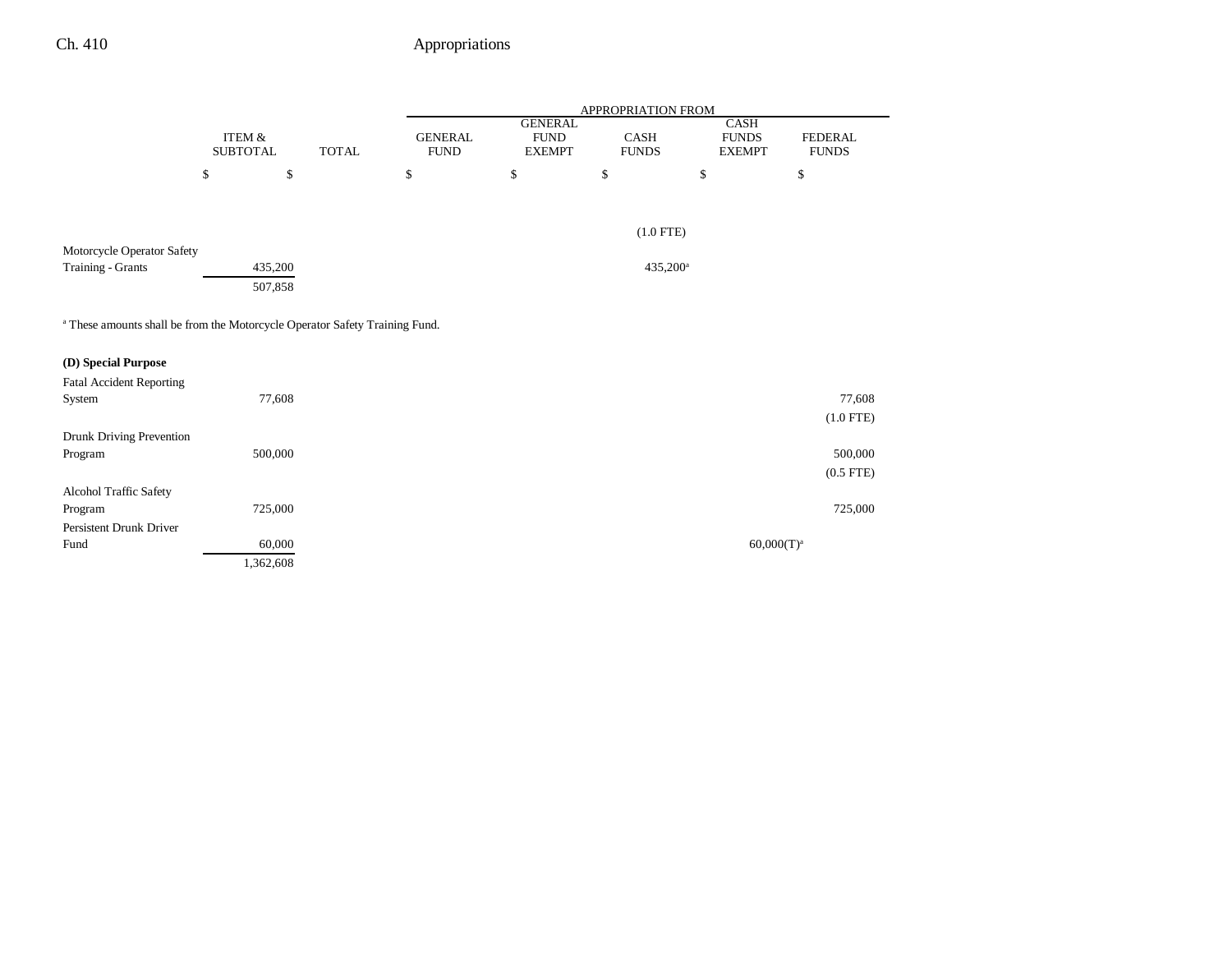|  | ITEM & SUBTOTAL | TOTAL | APPROPRIATION FROM GENERAL FUND | GENERAL FUND EXEMPT | CASH FUNDS | CASH FUNDS EXEMPT | FEDERAL FUNDS |
|---|---|---|---|---|---|---|---|
|  | $ | $ | $ | $ | $ | $ | $ |
|  |  |  |  |  | (1.0 FTE) |  |  |
| Motorcycle Operator Safety Training - Grants | 435,200 |  |  |  | 435,200[a] |  |  |
|  | 507,858 |  |  |  |  |  |  |

[a] These amounts shall be from the Motorcycle Operator Safety Training Fund.

**(D) Special Purpose**

|  | ITEM & SUBTOTAL | TOTAL | GENERAL FUND | GENERAL FUND EXEMPT | CASH FUNDS | CASH FUNDS EXEMPT | FEDERAL FUNDS |
|---|---|---|---|---|---|---|---|
| Fatal Accident Reporting System | 77,608 |  |  |  |  |  | 77,608 |
|  |  |  |  |  |  |  | (1.0 FTE) |
| Drunk Driving Prevention Program | 500,000 |  |  |  |  |  | 500,000 |
|  |  |  |  |  |  |  | (0.5 FTE) |
| Alcohol Traffic Safety Program | 725,000 |  |  |  |  |  | 725,000 |
| Persistent Drunk Driver Fund | 60,000 |  |  |  |  | 60,000(T)[a] |  |
|  | 1,362,608 |  |  |  |  |  |  |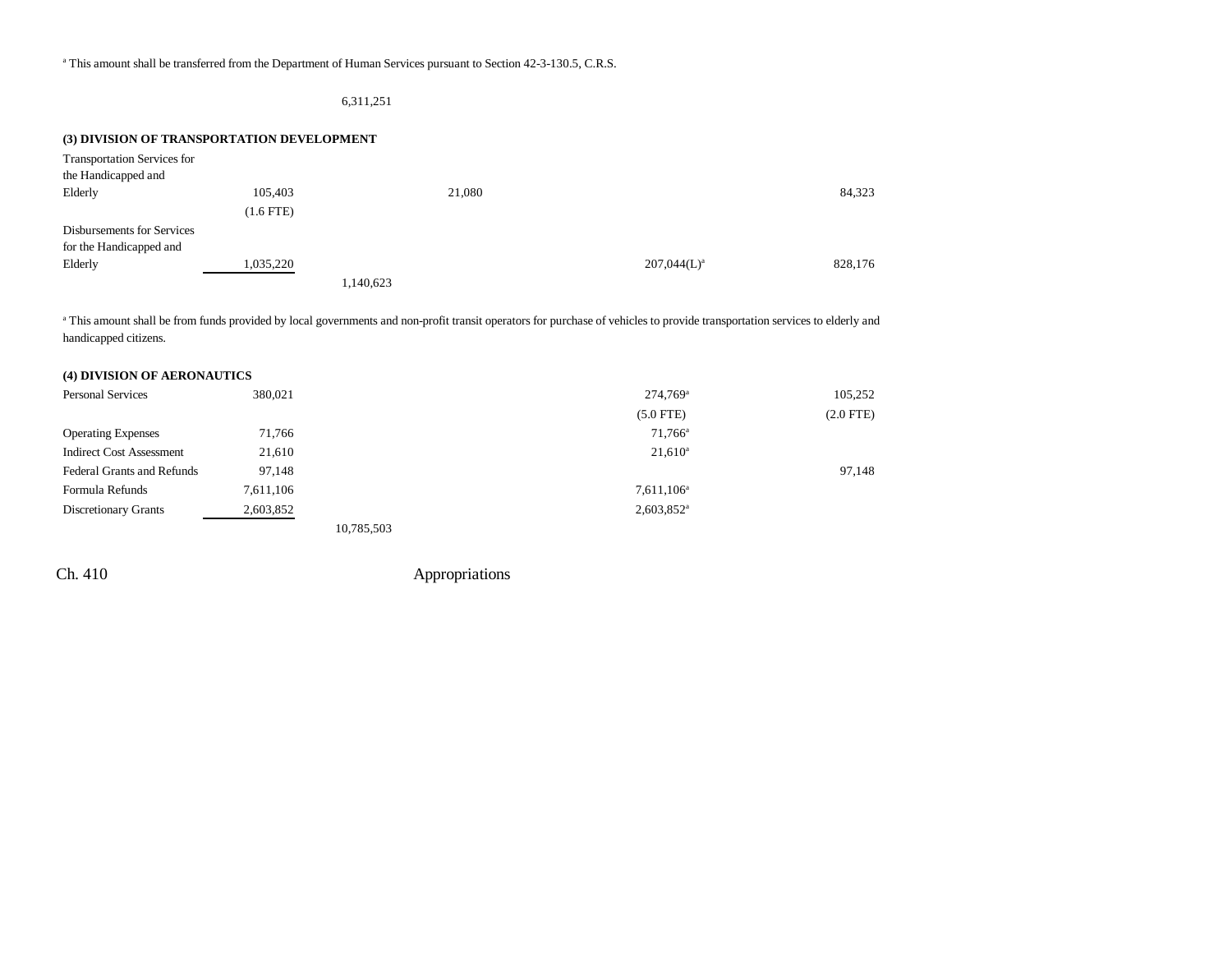[a] This amount shall be transferred from the Department of Human Services pursuant to Section 42-3-130.5, C.R.S.

| | | | | | | |
|---|---|---|---|---|---|---|
| | | 6,311,251 | | | | |

**(3) DIVISION OF TRANSPORTATION DEVELOPMENT**

| | | | | | | |
|---|---|---|---|---|---|---|
| Transportation Services for the Handicapped and Elderly | 105,403 (1.6 FTE) | | 21,080 | | | 84,323 |
| Disbursements for Services for the Handicapped and Elderly | 1,035,220 | | | | 207,044(L)[a] | 828,176 |
| | | 1,140,623 | | | | |

[a] This amount shall be from funds provided by local governments and non-profit transit operators for purchase of vehicles to provide transportation services to elderly and handicapped citizens.

**(4) DIVISION OF AERONAUTICS**

| | | | | | | |
|---|---|---|---|---|---|---|
| Personal Services | 380,021 | | | | 274,769[a] (5.0 FTE) | 105,252 (2.0 FTE) |
| Operating Expenses | 71,766 | | | | 71,766[a] | |
| Indirect Cost Assessment | 21,610 | | | | 21,610[a] | |
| Federal Grants and Refunds | 97,148 | | | | | 97,148 |
| Formula Refunds | 7,611,106 | | | | 7,611,106[a] | |
| Discretionary Grants | 2,603,852 | | | | 2,603,852[a] | |
| | | 10,785,503 | | | | |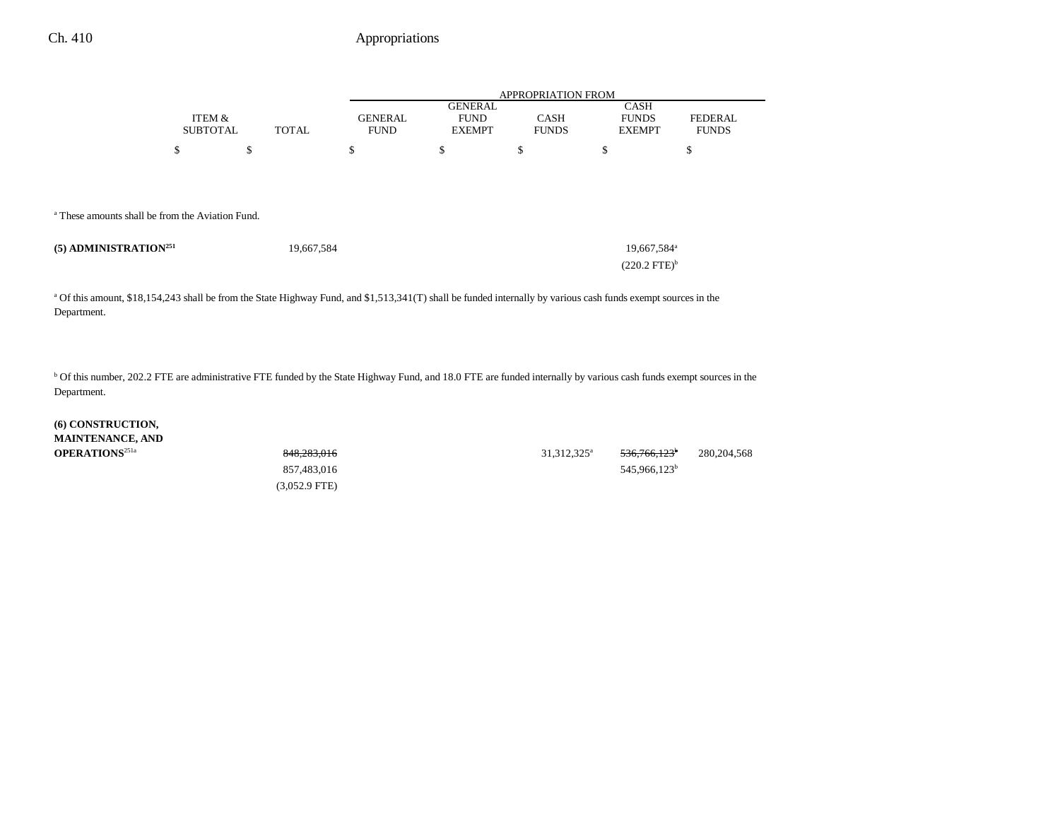| | ITEM & SUBTOTAL | TOTAL | APPROPRIATION FROM GENERAL FUND | GENERAL FUND EXEMPT | CASH FUNDS | CASH FUNDS EXEMPT | FEDERAL FUNDS |
|---|---|---|---|---|---|---|---|
| | $ | $ | $ | $ | $ | $ | $ |

[a] These amounts shall be from the Aviation Fund.

| | ITEM & SUBTOTAL | TOTAL | GENERAL FUND | GENERAL FUND EXEMPT | CASH FUNDS | CASH FUNDS EXEMPT | FEDERAL FUNDS |
|---|---|---|---|---|---|---|---|
| **(5) ADMINISTRATION**[251] | | 19,667,584 | | | | 19,667,584[a] | |
| | | | | | | (220.2 FTE)[b] | |

[a] Of this amount, $18,154,243 shall be from the State Highway Fund, and $1,513,341(T) shall be funded internally by various cash funds exempt sources in the Department.

[b] Of this number, 202.2 FTE are administrative FTE funded by the State Highway Fund, and 18.0 FTE are funded internally by various cash funds exempt sources in the Department.

| | ITEM & SUBTOTAL | TOTAL | GENERAL FUND | GENERAL FUND EXEMPT | CASH FUNDS | CASH FUNDS EXEMPT | FEDERAL FUNDS |
|---|---|---|---|---|---|---|---|
| **(6) CONSTRUCTION, MAINTENANCE, AND OPERATIONS**[251a] | | ~~848,283,016~~ | | | 31,312,325[a] | ~~536,766,123~~[b] | 280,204,568 |
| | | 857,483,016 | | | | 545,966,123[b] | |
| | | (3,052.9 FTE) | | | | | |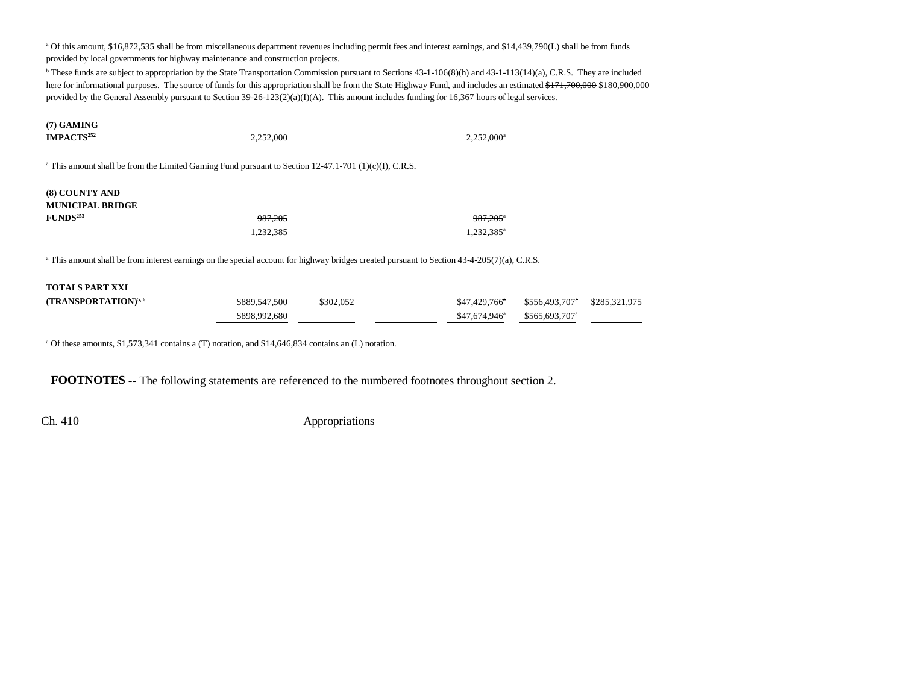[a] Of this amount, $16,872,535 shall be from miscellaneous department revenues including permit fees and interest earnings, and $14,439,790(L) shall be from funds provided by local governments for highway maintenance and construction projects.

[b] These funds are subject to appropriation by the State Transportation Commission pursuant to Sections 43-1-106(8)(h) and 43-1-113(14)(a), C.R.S. They are included here for informational purposes. The source of funds for this appropriation shall be from the State Highway Fund, and includes an estimated ~~$171,700,000~~ $180,900,000 provided by the General Assembly pursuant to Section 39-26-123(2)(a)(I)(A). This amount includes funding for 16,367 hours of legal services.

| | | | | | | |
|---|---|---|---|---|---|---|
| **(7) GAMING IMPACTS**[252] | 2,252,000 | | | 2,252,000[a] | | |

[a] This amount shall be from the Limited Gaming Fund pursuant to Section 12-47.1-701 (1)(c)(I), C.R.S.

| | | | | | | |
|---|---|---|---|---|---|---|
| **(8) COUNTY AND MUNICIPAL BRIDGE FUNDS**[253] | ~~987,205~~ | | | ~~987,205~~[a] | | |
| | 1,232,385 | | | 1,232,385[a] | | |

[a] This amount shall be from interest earnings on the special account for highway bridges created pursuant to Section 43-4-205(7)(a), C.R.S.

| | | | | | | |
|---|---|---|---|---|---|---|
| **TOTALS PART XXI (TRANSPORTATION)**[5, 6] | ~~$889,547,500~~ | $302,052 | | ~~$47,429,766~~[a] | ~~$556,493,707~~[a] | $285,321,975 |
| | $898,992,680 | | | $47,674,946[a] | $565,693,707[a] | |

[a] Of these amounts, $1,573,341 contains a (T) notation, and $14,646,834 contains an (L) notation.

**FOOTNOTES** -- The following statements are referenced to the numbered footnotes throughout section 2.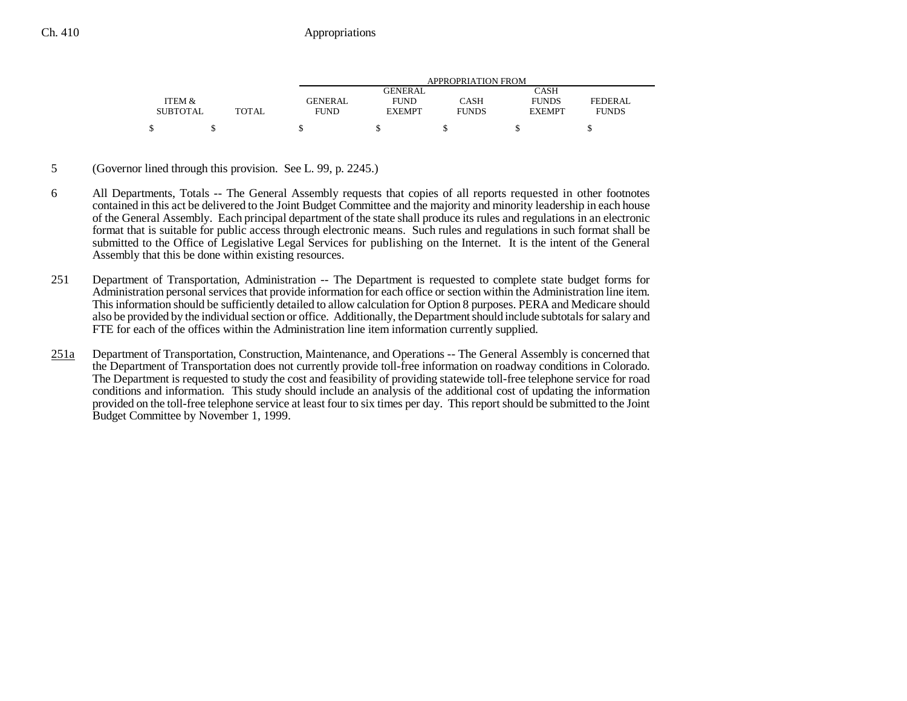| ITEM & SUBTOTAL | TOTAL | GENERAL FUND | GENERAL FUND EXEMPT | CASH FUNDS | CASH FUNDS EXEMPT | FEDERAL FUNDS |
|---|---|---|---|---|---|---|
| $ | $ | $ | $ | $ | $ | $ |

5 (Governor lined through this provision. See L. 99, p. 2245.)

6 All Departments, Totals -- The General Assembly requests that copies of all reports requested in other footnotes contained in this act be delivered to the Joint Budget Committee and the majority and minority leadership in each house of the General Assembly. Each principal department of the state shall produce its rules and regulations in an electronic format that is suitable for public access through electronic means. Such rules and regulations in such format shall be submitted to the Office of Legislative Legal Services for publishing on the Internet. It is the intent of the General Assembly that this be done within existing resources.

251 Department of Transportation, Administration -- The Department is requested to complete state budget forms for Administration personal services that provide information for each office or section within the Administration line item. This information should be sufficiently detailed to allow calculation for Option 8 purposes. PERA and Medicare should also be provided by the individual section or office. Additionally, the Department should include subtotals for salary and FTE for each of the offices within the Administration line item information currently supplied.

251a Department of Transportation, Construction, Maintenance, and Operations -- The General Assembly is concerned that the Department of Transportation does not currently provide toll-free information on roadway conditions in Colorado. The Department is requested to study the cost and feasibility of providing statewide toll-free telephone service for road conditions and information. This study should include an analysis of the additional cost of updating the information provided on the toll-free telephone service at least four to six times per day. This report should be submitted to the Joint Budget Committee by November 1, 1999.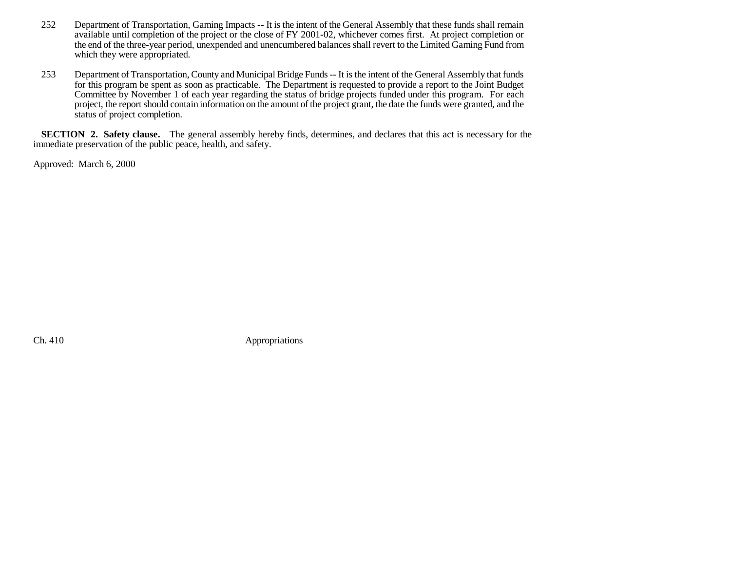252 Department of Transportation, Gaming Impacts -- It is the intent of the General Assembly that these funds shall remain available until completion of the project or the close of FY 2001-02, whichever comes first. At project completion or the end of the three-year period, unexpended and unencumbered balances shall revert to the Limited Gaming Fund from which they were appropriated.

253 Department of Transportation, County and Municipal Bridge Funds -- It is the intent of the General Assembly that funds for this program be spent as soon as practicable. The Department is requested to provide a report to the Joint Budget Committee by November 1 of each year regarding the status of bridge projects funded under this program. For each project, the report should contain information on the amount of the project grant, the date the funds were granted, and the status of project completion.

**SECTION 2. Safety clause.** The general assembly hereby finds, determines, and declares that this act is necessary for the immediate preservation of the public peace, health, and safety.

Approved: March 6, 2000